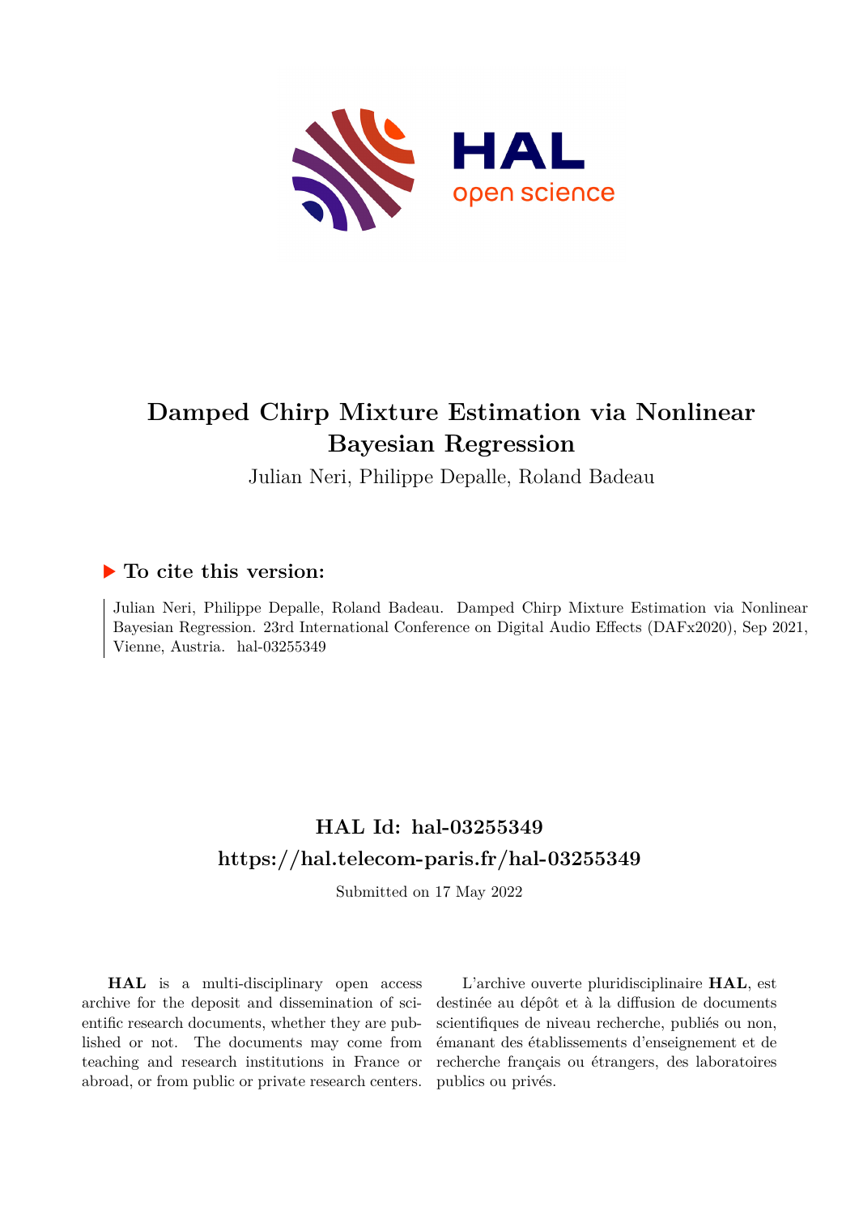# Damped Chirp Mixture Estimation via Nonlinear Bayesian Regression

Julian Neri, Philippe Depalle, Roland Badeau

## ▶ To cite this version:

Julian Neri, Philippe Depalle, Roland Badeau. Damped Chirp Mixture Estimation via Nonlinear Bayesian Regression. 23rd International Conference on Digital Audio Effects (DAFx2020), Sep 2021, Vienne, Austria. hal-03255349

## HAL Id: hal-03255349

## https://hal.telecom-paris.fr/hal-03255349

Submitted on 17 May 2022

**HAL** is a multi-disciplinary open access archive for the deposit and dissemination of scientific research documents, whether they are published or not. The documents may come from teaching and research institutions in France or abroad, or from public or private research centers.

L'archive ouverte pluridisciplinaire **HAL**, est destinée au dépôt et à la diffusion de documents scientifiques de niveau recherche, publiés ou non, émanant des établissements d'enseignement et de recherche français ou étrangers, des laboratoires publics ou privés.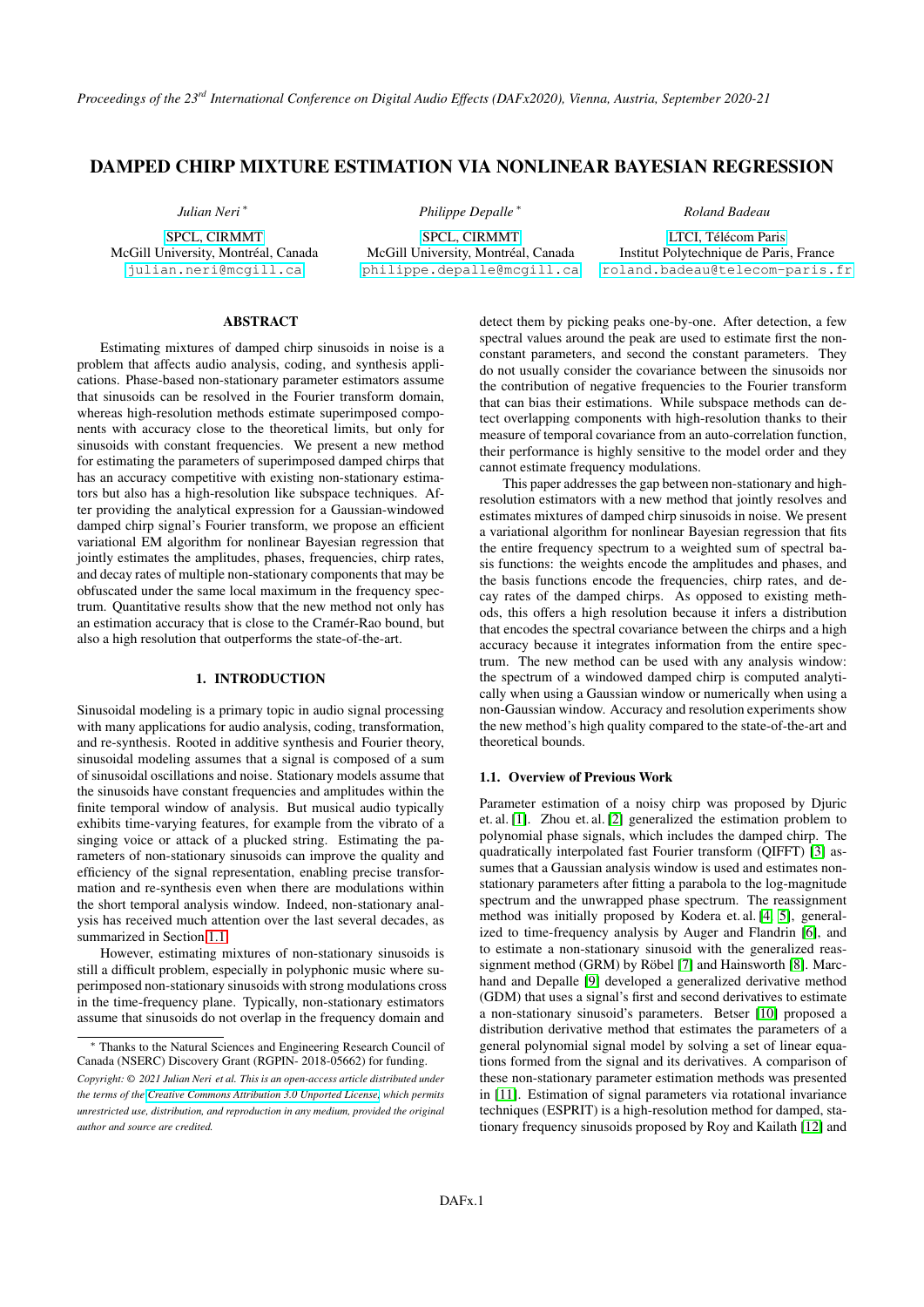# DAMPED CHIRP MIXTURE ESTIMATION VIA NONLINEAR BAYESIAN REGRESSION

*Julian Neri* [*]
SPCL, CIRMMT
McGill University, Montréal, Canada
julian.neri@mcgill.ca

*Philippe Depalle* [*]
SPCL, CIRMMT
McGill University, Montréal, Canada
philippe.depalle@mcgill.ca

*Roland Badeau*
LTCI, Télécom Paris
Institut Polytechnique de Paris, France
roland.badeau@telecom-paris.fr

## ABSTRACT

Estimating mixtures of damped chirp sinusoids in noise is a problem that affects audio analysis, coding, and synthesis applications. Phase-based non-stationary parameter estimators assume that sinusoids can be resolved in the Fourier transform domain, whereas high-resolution methods estimate superimposed components with accuracy close to the theoretical limits, but only for sinusoids with constant frequencies. We present a new method for estimating the parameters of superimposed damped chirps that has an accuracy competitive with existing non-stationary estimators but also has a high-resolution like subspace techniques. After providing the analytical expression for a Gaussian-windowed damped chirp signal's Fourier transform, we propose an efficient variational EM algorithm for nonlinear Bayesian regression that jointly estimates the amplitudes, phases, frequencies, chirp rates, and decay rates of multiple non-stationary components that may be obfuscated under the same local maximum in the frequency spectrum. Quantitative results show that the new method not only has an estimation accuracy that is close to the Cramér-Rao bound, but also a high resolution that outperforms the state-of-the-art.

## 1. INTRODUCTION

Sinusoidal modeling is a primary topic in audio signal processing with many applications for audio analysis, coding, transformation, and re-synthesis. Rooted in additive synthesis and Fourier theory, sinusoidal modeling assumes that a signal is composed of a sum of sinusoidal oscillations and noise. Stationary models assume that the sinusoids have constant frequencies and amplitudes within the finite temporal window of analysis. But musical audio typically exhibits time-varying features, for example from the vibrato of a singing voice or attack of a plucked string. Estimating the parameters of non-stationary sinusoids can improve the quality and efficiency of the signal representation, enabling precise transformation and re-synthesis even when there are modulations within the short temporal analysis window. Indeed, non-stationary analysis has received much attention over the last several decades, as summarized in Section 1.1.

However, estimating mixtures of non-stationary sinusoids is still a difficult problem, especially in polyphonic music where superimposed non-stationary sinusoids with strong modulations cross in the time-frequency plane. Typically, non-stationary estimators assume that sinusoids do not overlap in the frequency domain and detect them by picking peaks one-by-one. After detection, a few spectral values around the peak are used to estimate first the non-constant parameters, and second the constant parameters. They do not usually consider the covariance between the sinusoids nor the contribution of negative frequencies to the Fourier transform that can bias their estimations. While subspace methods can detect overlapping components with high-resolution thanks to their measure of temporal covariance from an auto-correlation function, their performance is highly sensitive to the model order and they cannot estimate frequency modulations.

This paper addresses the gap between non-stationary and high-resolution estimators with a new method that jointly resolves and estimates mixtures of damped chirp sinusoids in noise. We present a variational algorithm for nonlinear Bayesian regression that fits the entire frequency spectrum to a weighted sum of spectral basis functions: the weights encode the amplitudes and phases, and the basis functions encode the frequencies, chirp rates, and decay rates of the damped chirps. As opposed to existing methods, this offers a high resolution because it infers a distribution that encodes the spectral covariance between the chirps and a high accuracy because it integrates information from the entire spectrum. The new method can be used with any analysis window: the spectrum of a windowed damped chirp is computed analytically when using a Gaussian window or numerically when using a non-Gaussian window. Accuracy and resolution experiments show the new method's high quality compared to the state-of-the-art and theoretical bounds.

### 1.1. Overview of Previous Work

Parameter estimation of a noisy chirp was proposed by Djuric et. al. [1]. Zhou et. al. [2] generalized the estimation problem to polynomial phase signals, which includes the damped chirp. The quadratically interpolated fast Fourier transform (QIFFT) [3] assumes that a Gaussian analysis window is used and estimates non-stationary parameters after fitting a parabola to the log-magnitude spectrum and the unwrapped phase spectrum. The reassignment method was initially proposed by Kodera et. al. [4, 5], generalized to time-frequency analysis by Auger and Flandrin [6], and to estimate a non-stationary sinusoid with the generalized reassignment method (GRM) by Röbel [7] and Hainsworth [8]. Marchand and Depalle [9] developed a generalized derivative method (GDM) that uses a signal's first and second derivatives to estimate a non-stationary sinusoid's parameters. Betser [10] proposed a distribution derivative method that estimates the parameters of a general polynomial signal model by solving a set of linear equations formed from the signal and its derivatives. A comparison of these non-stationary parameter estimation methods was presented in [11]. Estimation of signal parameters via rotational invariance techniques (ESPRIT) is a high-resolution method for damped, stationary frequency sinusoids proposed by Roy and Kailath [12] and

[*] Thanks to the Natural Sciences and Engineering Research Council of Canada (NSERC) Discovery Grant (RGPIN- 2018-05662) for funding.

*Copyright: © 2021 Julian Neri et al. This is an open-access article distributed under the terms of the Creative Commons Attribution 3.0 Unported License, which permits unrestricted use, distribution, and reproduction in any medium, provided the original author and source are credited.*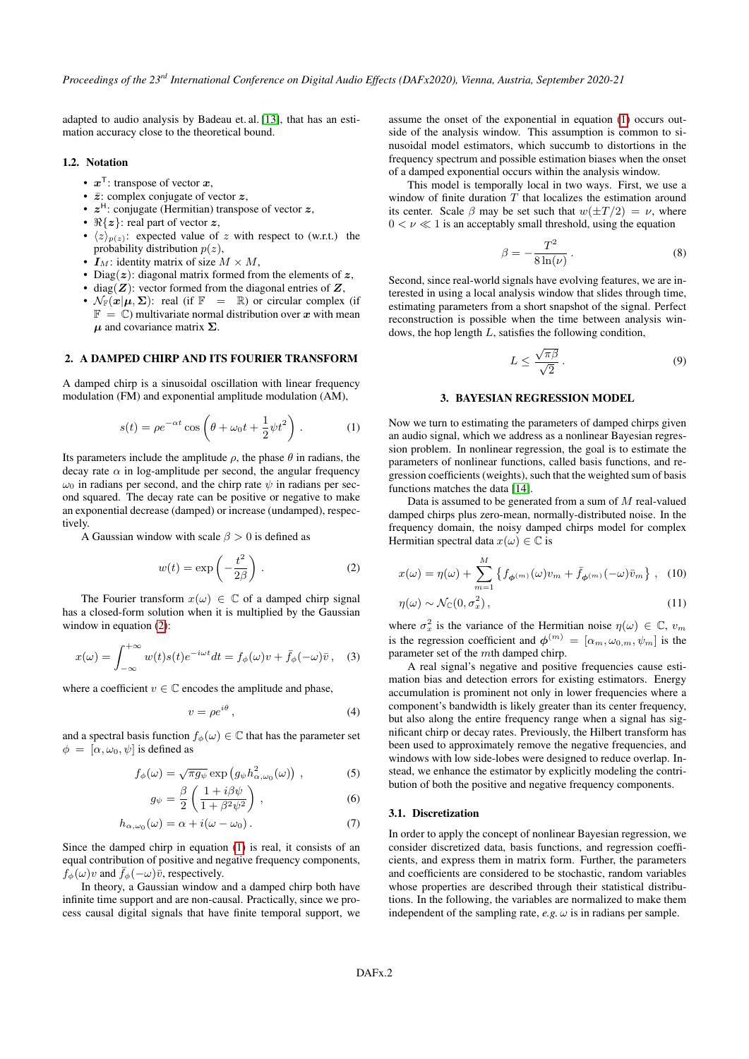adapted to audio analysis by Badeau et. al. [13], that has an estimation accuracy close to the theoretical bound.

### 1.2. Notation

- $\boldsymbol{x}^{\mathsf{T}}$: transpose of vector $\boldsymbol{x}$,
- $\bar{\boldsymbol{z}}$: complex conjugate of vector $\boldsymbol{z}$,
- $\boldsymbol{z}^{\mathsf{H}}$: conjugate (Hermitian) transpose of vector $\boldsymbol{z}$,
- $\Re\{\boldsymbol{z}\}$: real part of vector $\boldsymbol{z}$,
- $\langle z \rangle_{p(z)}$: expected value of $z$ with respect to (w.r.t.) the probability distribution $p(z)$,
- $\boldsymbol{I}_M$: identity matrix of size $M \times M$,
- $\mathrm{Diag}(\boldsymbol{z})$: diagonal matrix formed from the elements of $\boldsymbol{z}$,
- $\mathrm{diag}(\boldsymbol{Z})$: vector formed from the diagonal entries of $\boldsymbol{Z}$,
- $\mathcal{N}_{\mathbb{F}}(\boldsymbol{x}|\boldsymbol{\mu}, \boldsymbol{\Sigma})$: real (if $\mathbb{F} = \mathbb{R}$) or circular complex (if $\mathbb{F} = \mathbb{C}$) multivariate normal distribution over $\boldsymbol{x}$ with mean $\boldsymbol{\mu}$ and covariance matrix $\boldsymbol{\Sigma}$.

## 2. A DAMPED CHIRP AND ITS FOURIER TRANSFORM

A damped chirp is a sinusoidal oscillation with linear frequency modulation (FM) and exponential amplitude modulation (AM),

$$s(t) = \rho e^{-\alpha t} \cos\left(\theta + \omega_0 t + \frac{1}{2}\psi t^2\right) . \tag{1}$$

Its parameters include the amplitude $\rho$, the phase $\theta$ in radians, the decay rate $\alpha$ in log-amplitude per second, the angular frequency $\omega_0$ in radians per second, and the chirp rate $\psi$ in radians per second squared. The decay rate can be positive or negative to make an exponential decrease (damped) or increase (undamped), respectively.

A Gaussian window with scale $\beta > 0$ is defined as

$$w(t) = \exp\left(-\frac{t^2}{2\beta}\right) . \tag{2}$$

The Fourier transform $x(\omega) \in \mathbb{C}$ of a damped chirp signal has a closed-form solution when it is multiplied by the Gaussian window in equation (2):

$$x(\omega) = \int_{-\infty}^{+\infty} w(t)s(t)e^{-i\omega t}dt = f_\phi(\omega)v + \bar{f}_\phi(-\omega)\bar{v} , \tag{3}$$

where a coefficient $v \in \mathbb{C}$ encodes the amplitude and phase,

$$v = \rho e^{i\theta} , \tag{4}$$

and a spectral basis function $f_\phi(\omega) \in \mathbb{C}$ that has the parameter set $\phi = [\alpha, \omega_0, \psi]$ is defined as

$$f_\phi(\omega) = \sqrt{\pi g_\psi} \exp\left(g_\psi h^2_{\alpha,\omega_0}(\omega)\right) , \tag{5}$$

$$g_\psi = \frac{\beta}{2}\left(\frac{1 + i\beta\psi}{1 + \beta^2\psi^2}\right) , \tag{6}$$

$$h_{\alpha,\omega_0}(\omega) = \alpha + i(\omega - \omega_0) . \tag{7}$$

Since the damped chirp in equation (1) is real, it consists of an equal contribution of positive and negative frequency components, $f_\phi(\omega)v$ and $\bar{f}_\phi(-\omega)\bar{v}$, respectively.

In theory, a Gaussian window and a damped chirp both have infinite time support and are non-causal. Practically, since we process causal digital signals that have finite temporal support, we assume the onset of the exponential in equation (1) occurs outside of the analysis window. This assumption is common to sinusoidal model estimators, which succumb to distortions in the frequency spectrum and possible estimation biases when the onset of a damped exponential occurs within the analysis window.

This model is temporally local in two ways. First, we use a window of finite duration $T$ that localizes the estimation around its center. Scale $\beta$ may be set such that $w(\pm T/2) = \nu$, where $0 < \nu \ll 1$ is an acceptably small threshold, using the equation

$$\beta = -\frac{T^2}{8\ln(\nu)} . \tag{8}$$

Second, since real-world signals have evolving features, we are interested in using a local analysis window that slides through time, estimating parameters from a short snapshot of the signal. Perfect reconstruction is possible when the time between analysis windows, the hop length $L$, satisfies the following condition,

$$L \leq \frac{\sqrt{\pi\beta}}{\sqrt{2}} . \tag{9}$$

## 3. BAYESIAN REGRESSION MODEL

Now we turn to estimating the parameters of damped chirps given an audio signal, which we address as a nonlinear Bayesian regression problem. In nonlinear regression, the goal is to estimate the parameters of nonlinear functions, called basis functions, and regression coefficients (weights), such that the weighted sum of basis functions matches the data [14].

Data is assumed to be generated from a sum of $M$ real-valued damped chirps plus zero-mean, normally-distributed noise. In the frequency domain, the noisy damped chirps model for complex Hermitian spectral data $x(\omega) \in \mathbb{C}$ is

$$x(\omega) = \eta(\omega) + \sum_{m=1}^{M}\left\{f_{\boldsymbol{\phi}^{(m)}}(\omega)v_m + \bar{f}_{\boldsymbol{\phi}^{(m)}}(-\omega)\bar{v}_m\right\} , \tag{10}$$

$$\eta(\omega) \sim \mathcal{N}_{\mathbb{C}}(0, \sigma_x^2) , \tag{11}$$

where $\sigma_x^2$ is the variance of the Hermitian noise $\eta(\omega) \in \mathbb{C}$, $v_m$ is the regression coefficient and $\boldsymbol{\phi}^{(m)} = [\alpha_m, \omega_{0,m}, \psi_m]$ is the parameter set of the $m$th damped chirp.

A real signal's negative and positive frequencies cause estimation bias and detection errors for existing estimators. Energy accumulation is prominent not only in lower frequencies where a component's bandwidth is likely greater than its center frequency, but also along the entire frequency range when a signal has significant chirp or decay rates. Previously, the Hilbert transform has been used to approximately remove the negative frequencies, and windows with low side-lobes were designed to reduce overlap. Instead, we enhance the estimator by explicitly modeling the contribution of both the positive and negative frequency components.

### 3.1. Discretization

In order to apply the concept of nonlinear Bayesian regression, we consider discretized data, basis functions, and regression coefficients, and express them in matrix form. Further, the parameters and coefficients are considered to be stochastic, random variables whose properties are described through their statistical distribution. In the following, the variables are normalized to make them independent of the sampling rate, *e.g.* $\omega$ is in radians per sample.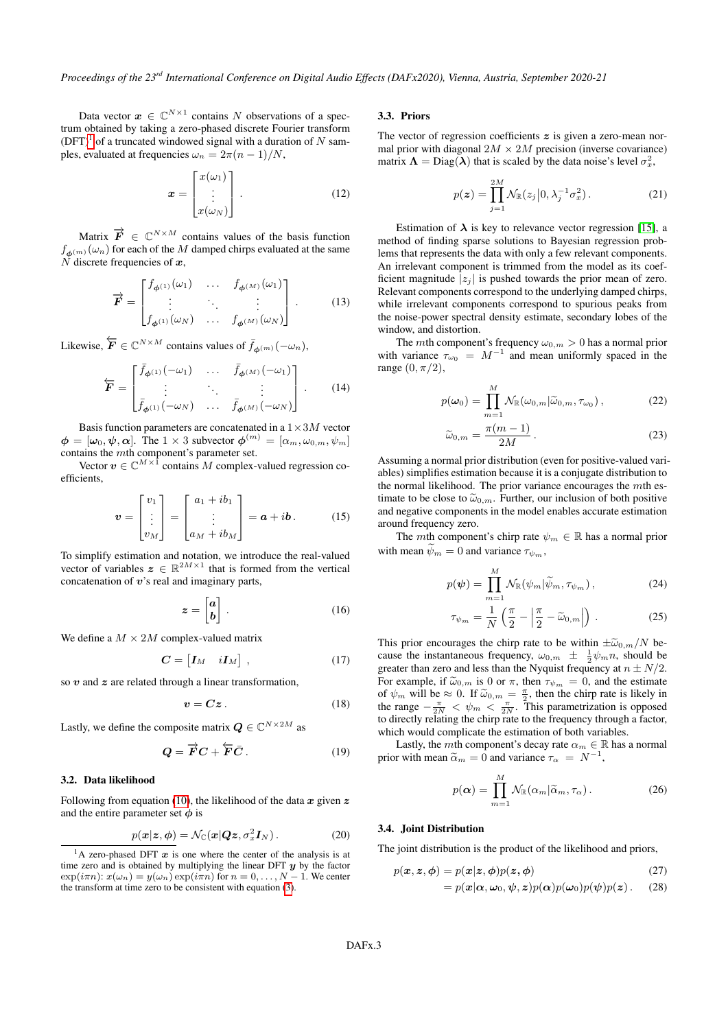Data vector $\boldsymbol{x} \in \mathbb{C}^{N\times 1}$ contains $N$ observations of a spectrum obtained by taking a zero-phased discrete Fourier transform (DFT)[1] of a truncated windowed signal with a duration of $N$ samples, evaluated at frequencies $\omega_n = 2\pi(n-1)/N$,

$$\boldsymbol{x} = \begin{bmatrix} x(\omega_1) \\ \vdots \\ x(\omega_N) \end{bmatrix}. \tag{12}$$

Matrix $\overrightarrow{\boldsymbol{F}} \in \mathbb{C}^{N\times M}$ contains values of the basis function $f_{\boldsymbol{\phi}^{(m)}}(\omega_n)$ for each of the $M$ damped chirps evaluated at the same $N$ discrete frequencies of $\boldsymbol{x}$,

$$\overrightarrow{\boldsymbol{F}} = \begin{bmatrix} f_{\boldsymbol{\phi}^{(1)}}(\omega_1) & \dots & f_{\boldsymbol{\phi}^{(M)}}(\omega_1) \\ \vdots & \ddots & \vdots \\ f_{\boldsymbol{\phi}^{(1)}}(\omega_N) & \dots & f_{\boldsymbol{\phi}^{(M)}}(\omega_N) \end{bmatrix}. \tag{13}$$

Likewise, $\overleftarrow{\boldsymbol{F}} \in \mathbb{C}^{N\times M}$ contains values of $\bar{f}_{\boldsymbol{\phi}^{(m)}}(-\omega_n)$,

$$\overleftarrow{\boldsymbol{F}} = \begin{bmatrix} \bar{f}_{\boldsymbol{\phi}^{(1)}}(-\omega_1) & \dots & \bar{f}_{\boldsymbol{\phi}^{(M)}}(-\omega_1) \\ \vdots & \ddots & \vdots \\ \bar{f}_{\boldsymbol{\phi}^{(1)}}(-\omega_N) & \dots & \bar{f}_{\boldsymbol{\phi}^{(M)}}(-\omega_N) \end{bmatrix}. \tag{14}$$

Basis function parameters are concatenated in a $1\times 3M$ vector $\boldsymbol{\phi} = [\boldsymbol{\omega}_0, \boldsymbol{\psi}, \boldsymbol{\alpha}]$. The $1\times 3$ subvector $\boldsymbol{\phi}^{(m)} = [\alpha_m, \omega_{0,m}, \psi_m]$ contains the $m$th component's parameter set.

Vector $\boldsymbol{v} \in \mathbb{C}^{M\times 1}$ contains $M$ complex-valued regression coefficients,

$$\boldsymbol{v} = \begin{bmatrix} v_1 \\ \vdots \\ v_M \end{bmatrix} = \begin{bmatrix} a_1 + ib_1 \\ \vdots \\ a_M + ib_M \end{bmatrix} = \boldsymbol{a} + i\boldsymbol{b}. \tag{15}$$

To simplify estimation and notation, we introduce the real-valued vector of variables $\boldsymbol{z} \in \mathbb{R}^{2M\times 1}$ that is formed from the vertical concatenation of $\boldsymbol{v}$'s real and imaginary parts,

$$\boldsymbol{z} = \begin{bmatrix} \boldsymbol{a} \\ \boldsymbol{b} \end{bmatrix}. \tag{16}$$

We define a $M \times 2M$ complex-valued matrix

$$\boldsymbol{C} = \begin{bmatrix} \boldsymbol{I}_M & i\boldsymbol{I}_M \end{bmatrix}, \tag{17}$$

so $\boldsymbol{v}$ and $\boldsymbol{z}$ are related through a linear transformation,

$$\boldsymbol{v} = \boldsymbol{C}\boldsymbol{z}. \tag{18}$$

Lastly, we define the composite matrix $\boldsymbol{Q} \in \mathbb{C}^{N\times 2M}$ as

$$\boldsymbol{Q} = \overrightarrow{\boldsymbol{F}}\boldsymbol{C} + \overleftarrow{\boldsymbol{F}}\bar{\boldsymbol{C}}. \tag{19}$$

### 3.2. Data likelihood

Following from equation (10), the likelihood of the data $\boldsymbol{x}$ given $\boldsymbol{z}$ and the entire parameter set $\boldsymbol{\phi}$ is

$$p(\boldsymbol{x}|\boldsymbol{z},\boldsymbol{\phi}) = \mathcal{N}_{\mathbb{C}}(\boldsymbol{x}|\boldsymbol{Q}\boldsymbol{z}, \sigma_x^2\boldsymbol{I}_N). \tag{20}$$

[1] A zero-phased DFT $\boldsymbol{x}$ is one where the center of the analysis is at time zero and is obtained by multiplying the linear DFT $\boldsymbol{y}$ by the factor $\exp(i\pi n)$: $x(\omega_n) = y(\omega_n)\exp(i\pi n)$ for $n = 0,\dots,N-1$. We center the transform at time zero to be consistent with equation (3).

### 3.3. Priors

The vector of regression coefficients $\boldsymbol{z}$ is given a zero-mean normal prior with diagonal $2M \times 2M$ precision (inverse covariance) matrix $\boldsymbol{\Lambda} = \mathrm{Diag}(\boldsymbol{\lambda})$ that is scaled by the data noise's level $\sigma_x^2$,

$$p(\boldsymbol{z}) = \prod_{j=1}^{2M} \mathcal{N}_{\mathbb{R}}(z_j|0, \lambda_j^{-1}\sigma_x^2). \tag{21}$$

Estimation of $\boldsymbol{\lambda}$ is key to relevance vector regression [15], a method of finding sparse solutions to Bayesian regression problems that represents the data with only a few relevant components. An irrelevant component is trimmed from the model as its coefficient magnitude $|z_j|$ is pushed towards the prior mean of zero. Relevant components correspond to the underlying damped chirps, while irrelevant components correspond to spurious peaks from the noise-power spectral density estimate, secondary lobes of the window, and distortion.

The $m$th component's frequency $\omega_{0,m} > 0$ has a normal prior with variance $\tau_{\omega_0} = M^{-1}$ and mean uniformly spaced in the range $(0, \pi/2)$,

$$p(\boldsymbol{\omega}_0) = \prod_{m=1}^{M} \mathcal{N}_{\mathbb{R}}(\omega_{0,m}|\widetilde{\omega}_{0,m}, \tau_{\omega_0}), \tag{22}$$

$$\widetilde{\omega}_{0,m} = \frac{\pi(m-1)}{2M}. \tag{23}$$

Assuming a normal prior distribution (even for positive-valued variables) simplifies estimation because it is a conjugate distribution to the normal likelihood. The prior variance encourages the $m$th estimate to be close to $\widetilde{\omega}_{0,m}$. Further, our inclusion of both positive and negative components in the model enables accurate estimation around frequency zero.

The $m$th component's chirp rate $\psi_m \in \mathbb{R}$ has a normal prior with mean $\widetilde{\psi}_m = 0$ and variance $\tau_{\psi_m}$,

$$p(\boldsymbol{\psi}) = \prod_{m=1}^{M} \mathcal{N}_{\mathbb{R}}(\psi_m|\widetilde{\psi}_m, \tau_{\psi_m}), \tag{24}$$

$$\tau_{\psi_m} = \frac{1}{N}\left(\frac{\pi}{2} - \left|\frac{\pi}{2} - \widetilde{\omega}_{0,m}\right|\right). \tag{25}$$

This prior encourages the chirp rate to be within $\pm\widetilde{\omega}_{0,m}/N$ because the instantaneous frequency, $\omega_{0,m} \pm \frac{1}{2}\psi_m n$, should be greater than zero and less than the Nyquist frequency at $n \pm N/2$. For example, if $\widetilde{\omega}_{0,m}$ is 0 or $\pi$, then $\tau_{\psi_m} = 0$, and the estimate of $\psi_m$ will be $\approx 0$. If $\widetilde{\omega}_{0,m} = \frac{\pi}{2}$, then the chirp rate is likely in the range $-\frac{\pi}{2N} < \psi_m < \frac{\pi}{2N}$. This parametrization is opposed to directly relating the chirp rate to the frequency through a factor, which would complicate the estimation of both variables.

Lastly, the $m$th component's decay rate $\alpha_m \in \mathbb{R}$ has a normal prior with mean $\widetilde{\alpha}_m = 0$ and variance $\tau_\alpha = N^{-1}$,

$$p(\boldsymbol{\alpha}) = \prod_{m=1}^{M} \mathcal{N}_{\mathbb{R}}(\alpha_m|\widetilde{\alpha}_m, \tau_\alpha). \tag{26}$$

### 3.4. Joint Distribution

The joint distribution is the product of the likelihood and priors,

$$p(\boldsymbol{x},\boldsymbol{z},\boldsymbol{\phi}) = p(\boldsymbol{x}|\boldsymbol{z},\boldsymbol{\phi})p(\boldsymbol{z},\boldsymbol{\phi}) \tag{27}$$

$$= p(\boldsymbol{x}|\boldsymbol{\alpha},\boldsymbol{\omega}_0,\boldsymbol{\psi},\boldsymbol{z})p(\boldsymbol{\alpha})p(\boldsymbol{\omega}_0)p(\boldsymbol{\psi})p(\boldsymbol{z}). \tag{28}$$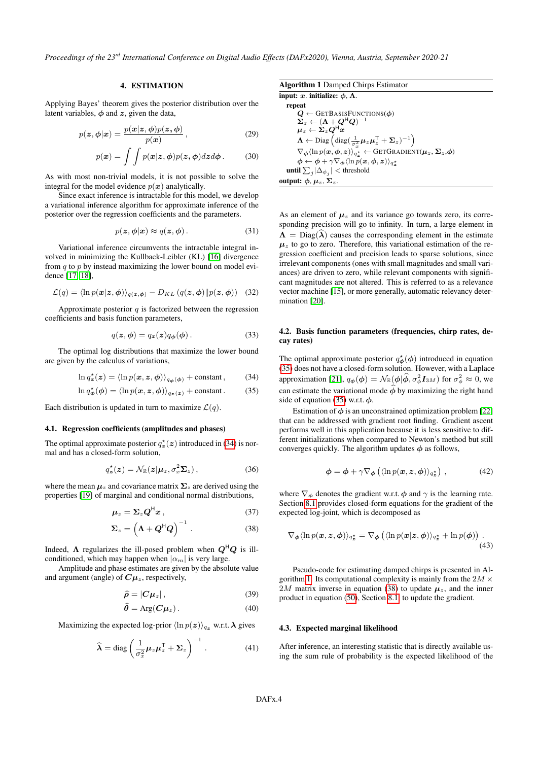## 4. ESTIMATION

Applying Bayes' theorem gives the posterior distribution over the latent variables, $\boldsymbol{\phi}$ and $\boldsymbol{z}$, given the data,

$$p(\boldsymbol{z}, \boldsymbol{\phi}|\boldsymbol{x}) = \frac{p(\boldsymbol{x}|\boldsymbol{z}, \boldsymbol{\phi})p(\boldsymbol{z}, \boldsymbol{\phi})}{p(\boldsymbol{x})}, \tag{29}$$

$$p(\boldsymbol{x}) = \int\int p(\boldsymbol{x}|\boldsymbol{z}, \boldsymbol{\phi})p(\boldsymbol{z}, \boldsymbol{\phi})d\boldsymbol{z}d\boldsymbol{\phi}. \tag{30}$$

As with most non-trivial models, it is not possible to solve the integral for the model evidence $p(\boldsymbol{x})$ analytically.

Since exact inference is intractable for this model, we develop a variational inference algorithm for approximate inference of the posterior over the regression coefficients and the parameters.

$$p(\boldsymbol{z}, \boldsymbol{\phi}|\boldsymbol{x}) \approx q(\boldsymbol{z}, \boldsymbol{\phi}). \tag{31}$$

Variational inference circumvents the intractable integral involved in minimizing the Kullback-Leibler (KL) [16] divergence from $q$ to $p$ by instead maximizing the lower bound on model evidence [17, 18],

$$\mathcal{L}(q) = \langle \ln p(\boldsymbol{x}|\boldsymbol{z}, \boldsymbol{\phi})\rangle_{q(\boldsymbol{z},\boldsymbol{\phi})} - D_{KL}\left(q(\boldsymbol{z}, \boldsymbol{\phi})\|p(\boldsymbol{z}, \boldsymbol{\phi})\right) \tag{32}$$

Approximate posterior $q$ is factorized between the regression coefficients and basis function parameters,

$$q(\boldsymbol{z}, \boldsymbol{\phi}) = q_{\boldsymbol{z}}(\boldsymbol{z})q_{\boldsymbol{\phi}}(\boldsymbol{\phi}). \tag{33}$$

The optimal log distributions that maximize the lower bound are given by the calculus of variations,

$$\ln q^{\star}_{\boldsymbol{z}}(\boldsymbol{z}) = \langle \ln p(\boldsymbol{x}, \boldsymbol{z}, \boldsymbol{\phi})\rangle_{q_{\boldsymbol{\phi}}(\boldsymbol{\phi})} + \text{constant}, \tag{34}$$

$$\ln q^{\star}_{\boldsymbol{\phi}}(\boldsymbol{\phi}) = \langle \ln p(\boldsymbol{x}, \boldsymbol{z}, \boldsymbol{\phi})\rangle_{q_{\boldsymbol{z}}(\boldsymbol{z})} + \text{constant}. \tag{35}$$

Each distribution is updated in turn to maximize $\mathcal{L}(q)$.

### 4.1. Regression coefficients (amplitudes and phases)

The optimal approximate posterior $q^{\star}_{\boldsymbol{z}}(\boldsymbol{z})$ introduced in (34) is normal and has a closed-form solution,

$$q^{\star}_{\boldsymbol{z}}(\boldsymbol{z}) = \mathcal{N}_{\mathbb{R}}(\boldsymbol{z}|\boldsymbol{\mu}_z, \sigma_x^2\boldsymbol{\Sigma}_z), \tag{36}$$

where the mean $\boldsymbol{\mu}_z$ and covariance matrix $\boldsymbol{\Sigma}_z$ are derived using the properties [19] of marginal and conditional normal distributions,

$$\boldsymbol{\mu}_z = \boldsymbol{\Sigma}_z\boldsymbol{Q}^{\mathsf{H}}\boldsymbol{x}, \tag{37}$$

$$\boldsymbol{\Sigma}_z = \left(\boldsymbol{\Lambda} + \boldsymbol{Q}^{\mathsf{H}}\boldsymbol{Q}\right)^{-1}. \tag{38}$$

Indeed, $\boldsymbol{\Lambda}$ regularizes the ill-posed problem when $\boldsymbol{Q}^{\mathsf{H}}\boldsymbol{Q}$ is ill-conditioned, which may happen when $|\alpha_m|$ is very large.

Amplitude and phase estimates are given by the absolute value and argument (angle) of $\boldsymbol{C}\boldsymbol{\mu}_z$, respectively,

$$\widehat{\boldsymbol{\rho}} = |\boldsymbol{C}\boldsymbol{\mu}_z|, \tag{39}$$

$$\widehat{\boldsymbol{\theta}} = \text{Arg}(\boldsymbol{C}\boldsymbol{\mu}_z). \tag{40}$$

Maximizing the expected log-prior $\langle \ln p(\boldsymbol{z})\rangle_{q_{\boldsymbol{z}}}$ w.r.t. $\boldsymbol{\lambda}$ gives

$$\widehat{\boldsymbol{\lambda}} = \text{diag}\left(\frac{1}{\sigma_x^2}\boldsymbol{\mu}_z\boldsymbol{\mu}_z^{\mathsf{T}} + \boldsymbol{\Sigma}_z\right)^{-1}. \tag{41}$$

**Algorithm 1** Damped Chirps Estimator

**input:** $\boldsymbol{x}$. **initialize:** $\boldsymbol{\phi}$, $\boldsymbol{\Lambda}$.
**repeat**
  $\boldsymbol{Q} \leftarrow$ GETBASISFUNCTIONS($\boldsymbol{\phi}$)
  $\boldsymbol{\Sigma}_z \leftarrow (\boldsymbol{\Lambda} + \boldsymbol{Q}^{\mathsf{H}}\boldsymbol{Q})^{-1}$
  $\boldsymbol{\mu}_z \leftarrow \boldsymbol{\Sigma}_z\boldsymbol{Q}^{\mathsf{H}}\boldsymbol{x}$
  $\boldsymbol{\Lambda} \leftarrow \text{Diag}\left(\text{diag}(\frac{1}{\sigma_x^2}\boldsymbol{\mu}_z\boldsymbol{\mu}_z^{\mathsf{T}} + \boldsymbol{\Sigma}_z)^{-1}\right)$
  $\nabla_{\boldsymbol{\phi}}\langle \ln p(\boldsymbol{x}, \boldsymbol{\phi}, \boldsymbol{z})\rangle_{q^{\star}_{\boldsymbol{z}}} \leftarrow$ GETGRADIENT($\boldsymbol{\mu}_z$, $\boldsymbol{\Sigma}_z$, $\boldsymbol{\phi}$)
  $\boldsymbol{\phi} \leftarrow \boldsymbol{\phi} + \gamma\nabla_{\boldsymbol{\phi}}\langle \ln p(\boldsymbol{x}, \boldsymbol{\phi}, \boldsymbol{z})\rangle_{q^{\star}_{\boldsymbol{z}}}$
**until** $\sum_j |\Delta_{\phi_j}| <$ threshold
**output:** $\boldsymbol{\phi}$, $\boldsymbol{\mu}_z$, $\boldsymbol{\Sigma}_z$.

As an element of $\boldsymbol{\mu}_z$ and its variance go towards zero, its corresponding precision will go to infinity. In turn, a large element in $\boldsymbol{\Lambda} = \text{Diag}(\widehat{\boldsymbol{\lambda}})$ causes the corresponding element in the estimate $\boldsymbol{\mu}_z$ to go to zero. Therefore, this variational estimation of the regression coefficient and precision leads to sparse solutions, since irrelevant components (ones with small magnitudes and small variances) are driven to zero, while relevant components with significant magnitudes are not altered. This is referred to as a relevance vector machine [15], or more generally, automatic relevancy determination [20].

### 4.2. Basis function parameters (frequencies, chirp rates, decay rates)

The optimal approximate posterior $q^{\star}_{\boldsymbol{\phi}}(\boldsymbol{\phi})$ introduced in equation (35) does not have a closed-form solution. However, with a Laplace approximation [21], $q_{\boldsymbol{\phi}}(\boldsymbol{\phi}) = \mathcal{N}_{\mathbb{R}}(\boldsymbol{\phi}|\widehat{\boldsymbol{\phi}}, \sigma_\phi^2\boldsymbol{I}_{3M})$ for $\sigma_\phi^2 \approx 0$, we can estimate the variational mode $\widehat{\boldsymbol{\phi}}$ by maximizing the right hand side of equation (35) w.r.t. $\boldsymbol{\phi}$.

Estimation of $\boldsymbol{\phi}$ is an unconstrained optimization problem [22] that can be addressed with gradient root finding. Gradient ascent performs well in this application because it is less sensitive to different initializations when compared to Newton's method but still converges quickly. The algorithm updates $\boldsymbol{\phi}$ as follows,

$$\boldsymbol{\phi} = \boldsymbol{\phi} + \gamma\nabla_{\boldsymbol{\phi}}\left(\langle \ln p(\boldsymbol{x}, \boldsymbol{z}, \boldsymbol{\phi})\rangle_{q^{\star}_{\boldsymbol{z}}}\right), \tag{42}$$

where $\nabla_{\boldsymbol{\phi}}$ denotes the gradient w.r.t. $\boldsymbol{\phi}$ and $\gamma$ is the learning rate. Section 8.1 provides closed-form equations for the gradient of the expected log-joint, which is decomposed as

$$\nabla_{\boldsymbol{\phi}}\langle \ln p(\boldsymbol{x}, \boldsymbol{z}, \boldsymbol{\phi})\rangle_{q^{\star}_{\boldsymbol{z}}} = \nabla_{\boldsymbol{\phi}}\left(\langle \ln p(\boldsymbol{x}|\boldsymbol{z}, \boldsymbol{\phi})\rangle_{q^{\star}_{\boldsymbol{z}}} + \ln p(\boldsymbol{\phi})\right). \tag{43}$$

Pseudo-code for estimating damped chirps is presented in Algorithm 1. Its computational complexity is mainly from the $2M \times 2M$ matrix inverse in equation (38) to update $\boldsymbol{\mu}_z$, and the inner product in equation (50), Section 8.1, to update the gradient.

### 4.3. Expected marginal likelihood

After inference, an interesting statistic that is directly available using the sum rule of probability is the expected likelihood of the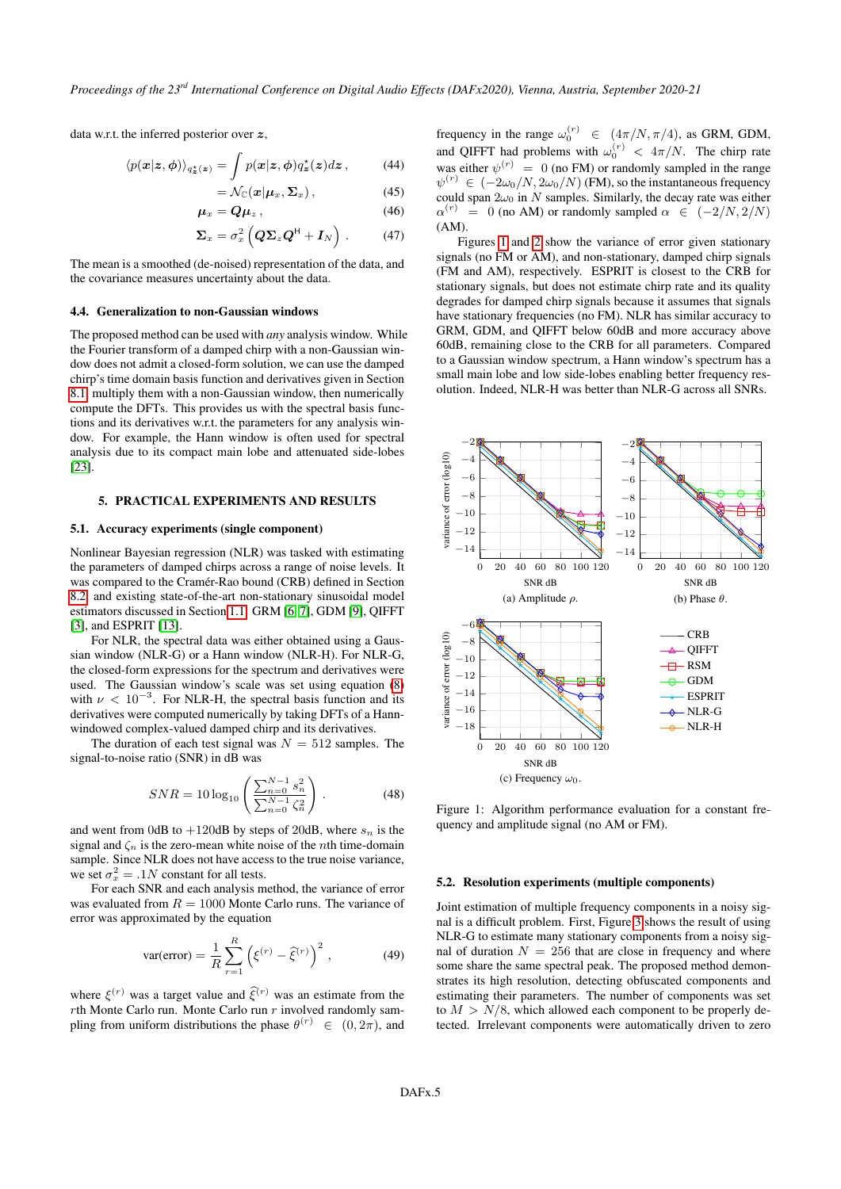data w.r.t. the inferred posterior over $\boldsymbol{z}$,

$$\langle p(\boldsymbol{x}|\boldsymbol{z},\boldsymbol{\phi})\rangle_{q^\star_{\boldsymbol{z}}(\boldsymbol{z})} = \int p(\boldsymbol{x}|\boldsymbol{z},\boldsymbol{\phi}) q^\star_{\boldsymbol{z}}(\boldsymbol{z}) d\boldsymbol{z}\,, \tag{44}$$

$$= \mathcal{N}_{\mathbb{C}}(\boldsymbol{x}|\boldsymbol{\mu}_x, \boldsymbol{\Sigma}_x)\,, \tag{45}$$

$$\boldsymbol{\mu}_x = \boldsymbol{Q}\boldsymbol{\mu}_z\,, \tag{46}$$

$$\boldsymbol{\Sigma}_x = \sigma_x^2 \left(\boldsymbol{Q}\boldsymbol{\Sigma}_z\boldsymbol{Q}^{\mathsf{H}} + \boldsymbol{I}_N\right)\,. \tag{47}$$

The mean is a smoothed (de-noised) representation of the data, and the covariance measures uncertainty about the data.

### 4.4. Generalization to non-Gaussian windows

The proposed method can be used with *any* analysis window. While the Fourier transform of a damped chirp with a non-Gaussian window does not admit a closed-form solution, we can use the damped chirp's time domain basis function and derivatives given in Section 8.1 multiply them with a non-Gaussian window, then numerically compute the DFTs. This provides us with the spectral basis functions and its derivatives w.r.t. the parameters for any analysis window. For example, the Hann window is often used for spectral analysis due to its compact main lobe and attenuated side-lobes [23].

## 5. PRACTICAL EXPERIMENTS AND RESULTS

### 5.1. Accuracy experiments (single component)

Nonlinear Bayesian regression (NLR) was tasked with estimating the parameters of damped chirps across a range of noise levels. It was compared to the Cramér-Rao bound (CRB) defined in Section 8.2 and existing state-of-the-art non-stationary sinusoidal model estimators discussed in Section 1.1: GRM [6, 7], GDM [9], QIFFT [3], and ESPRIT [13].

For NLR, the spectral data was either obtained using a Gaussian window (NLR-G) or a Hann window (NLR-H). For NLR-G, the closed-form expressions for the spectrum and derivatives were used. The Gaussian window's scale was set using equation (8) with $\nu < 10^{-3}$. For NLR-H, the spectral basis function and its derivatives were computed numerically by taking DFTs of a Hann-windowed complex-valued damped chirp and its derivatives.

The duration of each test signal was $N = 512$ samples. The signal-to-noise ratio (SNR) in dB was

$$SNR = 10\log_{10}\left(\frac{\sum_{n=0}^{N-1} s_n^2}{\sum_{n=0}^{N-1}\zeta_n^2}\right)\,. \tag{48}$$

and went from 0dB to +120dB by steps of 20dB, where $s_n$ is the signal and $\zeta_n$ is the zero-mean white noise of the $n$th time-domain sample. Since NLR does not have access to the true noise variance, we set $\sigma_x^2 = .1N$ constant for all tests.

For each SNR and each analysis method, the variance of error was evaluated from $R = 1000$ Monte Carlo runs. The variance of error was approximated by the equation

$$\text{var(error)} = \frac{1}{R}\sum_{r=1}^{R}\left(\xi^{(r)} - \widehat{\xi}^{(r)}\right)^2\,, \tag{49}$$

where $\xi^{(r)}$ was a target value and $\widehat{\xi}^{(r)}$ was an estimate from the $r$th Monte Carlo run. Monte Carlo run $r$ involved randomly sampling from uniform distributions the phase $\theta^{(r)} \in (0, 2\pi)$, and frequency in the range $\omega_0^{(r)} \in (4\pi/N, \pi/4)$, as GRM, GDM, and QIFFT had problems with $\omega_0^{(r)} < 4\pi/N$. The chirp rate was either $\psi^{(r)} = 0$ (no FM) or randomly sampled in the range $\psi^{(r)} \in (-2\omega_0/N, 2\omega_0/N)$ (FM), so the instantaneous frequency could span $2\omega_0$ in $N$ samples. Similarly, the decay rate was either $\alpha^{(r)} = 0$ (no AM) or randomly sampled $\alpha \in (-2/N, 2/N)$ (AM).

Figures 1 and 2 show the variance of error given stationary signals (no FM or AM), and non-stationary, damped chirp signals (FM and AM), respectively. ESPRIT is closest to the CRB for stationary signals, but does not estimate chirp rate and its quality degrades for damped chirp signals because it assumes that signals have stationary frequencies (no FM). NLR has similar accuracy to GRM, GDM, and QIFFT below 60dB and more accuracy above 60dB, remaining close to the CRB for all parameters. Compared to a Gaussian window spectrum, a Hann window's spectrum has a small main lobe and low side-lobes enabling better frequency resolution. Indeed, NLR-H was better than NLR-G across all SNRs.

(a) Amplitude $\rho$.

(b) Phase $\theta$.

(c) Frequency $\omega_0$.

Figure 1: Algorithm performance evaluation for a constant frequency and amplitude signal (no AM or FM).

### 5.2. Resolution experiments (multiple components)

Joint estimation of multiple frequency components in a noisy signal is a difficult problem. First, Figure 3 shows the result of using NLR-G to estimate many stationary components from a noisy signal of duration $N = 256$ that are close in frequency and where some share the same spectral peak. The proposed method demonstrates its high resolution, detecting obfuscated components and estimating their parameters. The number of components was set to $M > N/8$, which allowed each component to be properly detected. Irrelevant components were automatically driven to zero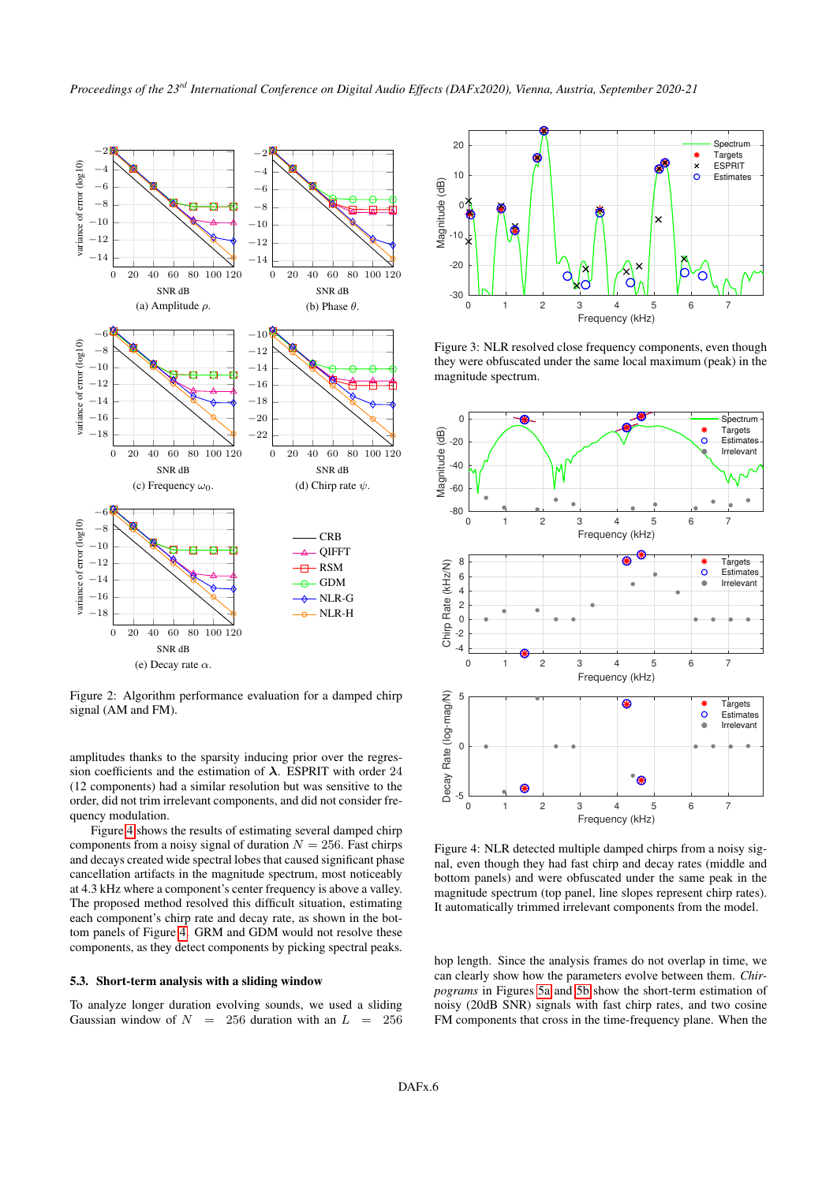Figure 2: Algorithm performance evaluation for a damped chirp signal (AM and FM).

(a) Amplitude $\rho$. (b) Phase $\theta$. (c) Frequency $\omega_0$. (d) Chirp rate $\psi$. (e) Decay rate $\alpha$.

amplitudes thanks to the sparsity inducing prior over the regression coefficients and the estimation of $\boldsymbol{\lambda}$. ESPRIT with order 24 (12 components) had a similar resolution but was sensitive to the order, did not trim irrelevant components, and did not consider frequency modulation.

Figure 4 shows the results of estimating several damped chirp components from a noisy signal of duration $N = 256$. Fast chirps and decays created wide spectral lobes that caused significant phase cancellation artifacts in the magnitude spectrum, most noticeably at 4.3 kHz where a component's center frequency is above a valley. The proposed method resolved this difficult situation, estimating each component's chirp rate and decay rate, as shown in the bottom panels of Figure 4. GRM and GDM would not resolve these components, as they detect components by picking spectral peaks.

### 5.3. Short-term analysis with a sliding window

To analyze longer duration evolving sounds, we used a sliding Gaussian window of $N = 256$ duration with an $L = 256$ hop length. Since the analysis frames do not overlap in time, we can clearly show how the parameters evolve between them. *Chirpograms* in Figures 5a and 5b show the short-term estimation of noisy (20dB SNR) signals with fast chirp rates, and two cosine FM components that cross in the time-frequency plane. When the

Figure 3: NLR resolved close frequency components, even though they were obfuscated under the same local maximum (peak) in the magnitude spectrum.

Figure 4: NLR detected multiple damped chirps from a noisy signal, even though they had fast chirp and decay rates (middle and bottom panels) and were obfuscated under the same peak in the magnitude spectrum (top panel, line slopes represent chirp rates). It automatically trimmed irrelevant components from the model.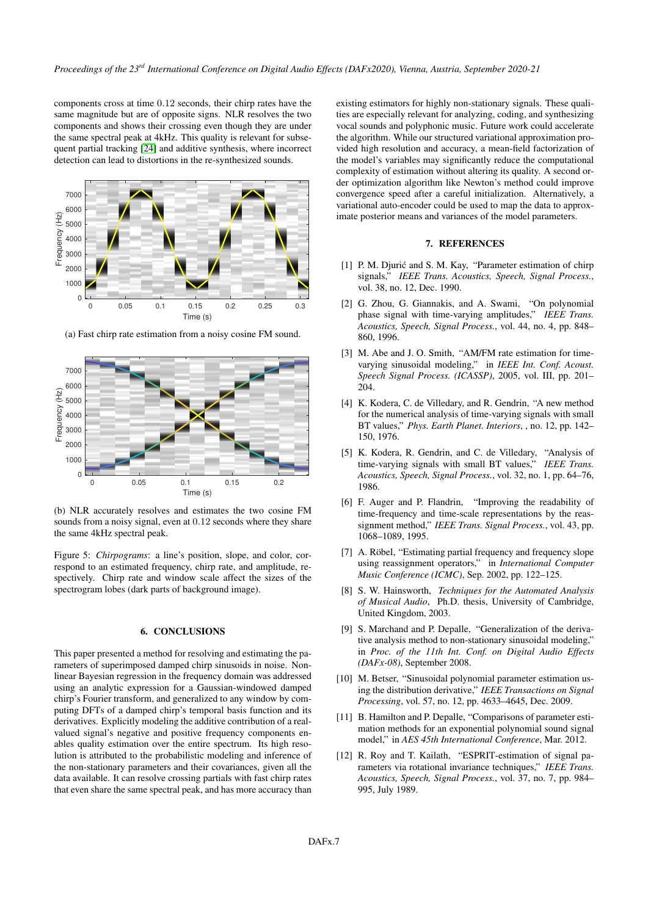components cross at time 0.12 seconds, their chirp rates have the same magnitude but are of opposite signs. NLR resolves the two components and shows their crossing even though they are under the same spectral peak at 4kHz. This quality is relevant for subsequent partial tracking [24] and additive synthesis, where incorrect detection can lead to distortions in the re-synthesized sounds.

(a) Fast chirp rate estimation from a noisy cosine FM sound.

(b) NLR accurately resolves and estimates the two cosine FM sounds from a noisy signal, even at 0.12 seconds where they share the same 4kHz spectral peak.

Figure 5: *Chirpograms*: a line's position, slope, and color, correspond to an estimated frequency, chirp rate, and amplitude, respectively. Chirp rate and window scale affect the sizes of the spectrogram lobes (dark parts of background image).

## 6. CONCLUSIONS

This paper presented a method for resolving and estimating the parameters of superimposed damped chirp sinusoids in noise. Nonlinear Bayesian regression in the frequency domain was addressed using an analytic expression for a Gaussian-windowed damped chirp's Fourier transform, and generalized to any window by computing DFTs of a damped chirp's temporal basis function and its derivatives. Explicitly modeling the additive contribution of a real-valued signal's negative and positive frequency components enables quality estimation over the entire spectrum. Its high resolution is attributed to the probabilistic modeling and inference of the non-stationary parameters and their covariances, given all the data available. It can resolve crossing partials with fast chirp rates that even share the same spectral peak, and has more accuracy than existing estimators for highly non-stationary signals. These qualities are especially relevant for analyzing, coding, and synthesizing vocal sounds and polyphonic music. Future work could accelerate the algorithm. While our structured variational approximation provided high resolution and accuracy, a mean-field factorization of the model's variables may significantly reduce the computational complexity of estimation without altering its quality. A second order optimization algorithm like Newton's method could improve convergence speed after a careful initialization. Alternatively, a variational auto-encoder could be used to map the data to approximate posterior means and variances of the model parameters.

## 7. REFERENCES

[1] P. M. Djurić and S. M. Kay, "Parameter estimation of chirp signals," *IEEE Trans. Acoustics, Speech, Signal Process.*, vol. 38, no. 12, Dec. 1990.

[2] G. Zhou, G. Giannakis, and A. Swami, "On polynomial phase signal with time-varying amplitudes," *IEEE Trans. Acoustics, Speech, Signal Process.*, vol. 44, no. 4, pp. 848–860, 1996.

[3] M. Abe and J. O. Smith, "AM/FM rate estimation for time-varying sinusoidal modeling," in *IEEE Int. Conf. Acoust. Speech Signal Process. (ICASSP)*, 2005, vol. III, pp. 201–204.

[4] K. Kodera, C. de Villedary, and R. Gendrin, "A new method for the numerical analysis of time-varying signals with small BT values," *Phys. Earth Planet. Interiors*, , no. 12, pp. 142–150, 1976.

[5] K. Kodera, R. Gendrin, and C. de Villedary, "Analysis of time-varying signals with small BT values," *IEEE Trans. Acoustics, Speech, Signal Process.*, vol. 32, no. 1, pp. 64–76, 1986.

[6] F. Auger and P. Flandrin, "Improving the readability of time-frequency and time-scale representations by the reassignment method," *IEEE Trans. Signal Process.*, vol. 43, pp. 1068–1089, 1995.

[7] A. Röbel, "Estimating partial frequency and frequency slope using reassignment operators," in *International Computer Music Conference (ICMC)*, Sep. 2002, pp. 122–125.

[8] S. W. Hainsworth, *Techniques for the Automated Analysis of Musical Audio*, Ph.D. thesis, University of Cambridge, United Kingdom, 2003.

[9] S. Marchand and P. Depalle, "Generalization of the derivative analysis method to non-stationary sinusoidal modeling," in *Proc. of the 11th Int. Conf. on Digital Audio Effects (DAFx-08)*, September 2008.

[10] M. Betser, "Sinusoidal polynomial parameter estimation using the distribution derivative," *IEEE Transactions on Signal Processing*, vol. 57, no. 12, pp. 4633–4645, Dec. 2009.

[11] B. Hamilton and P. Depalle, "Comparisons of parameter estimation methods for an exponential polynomial sound signal model," in *AES 45th International Conference*, Mar. 2012.

[12] R. Roy and T. Kailath, "ESPRIT-estimation of signal parameters via rotational invariance techniques," *IEEE Trans. Acoustics, Speech, Signal Process.*, vol. 37, no. 7, pp. 984–995, July 1989.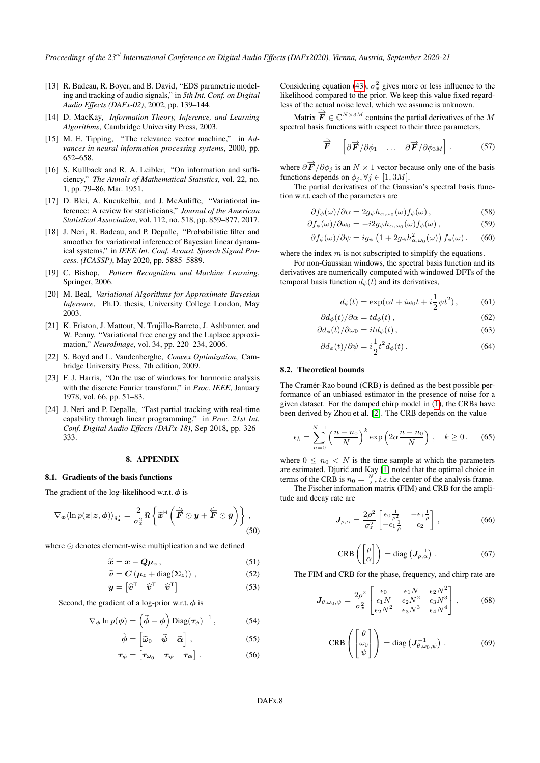[13] R. Badeau, R. Boyer, and B. David, "EDS parametric modeling and tracking of audio signals," in *5th Int. Conf. on Digital Audio Effects (DAFx-02)*, 2002, pp. 139–144.

[14] D. MacKay, *Information Theory, Inference, and Learning Algorithms*, Cambridge University Press, 2003.

[15] M. E. Tipping, "The relevance vector machine," in *Advances in neural information processing systems*, 2000, pp. 652–658.

[16] S. Kullback and R. A. Leibler, "On information and sufficiency," *The Annals of Mathematical Statistics*, vol. 22, no. 1, pp. 79–86, Mar. 1951.

[17] D. Blei, A. Kucukelbir, and J. McAuliffe, "Variational inference: A review for statisticians," *Journal of the American Statistical Association*, vol. 112, no. 518, pp. 859–877, 2017.

[18] J. Neri, R. Badeau, and P. Depalle, "Probabilistic filter and smoother for variational inference of Bayesian linear dynamical systems," in *IEEE Int. Conf. Acoust. Speech Signal Process. (ICASSP)*, May 2020, pp. 5885–5889.

[19] C. Bishop, *Pattern Recognition and Machine Learning*, Springer, 2006.

[20] M. Beal, *Variational Algorithms for Approximate Bayesian Inference*, Ph.D. thesis, University College London, May 2003.

[21] K. Friston, J. Mattout, N. Trujillo-Barreto, J. Ashburner, and W. Penny, "Variational free energy and the Laplace approximation," *NeuroImage*, vol. 34, pp. 220–234, 2006.

[22] S. Boyd and L. Vandenberghe, *Convex Optimization*, Cambridge University Press, 7th edition, 2009.

[23] F. J. Harris, "On the use of windows for harmonic analysis with the discrete Fourier transform," in *Proc. IEEE*, January 1978, vol. 66, pp. 51–83.

[24] J. Neri and P. Depalle, "Fast partial tracking with real-time capability through linear programming," in *Proc. 21st Int. Conf. Digital Audio Effects (DAFx-18)*, Sep 2018, pp. 326–333.

## 8. APPENDIX

### 8.1. Gradients of the basis functions

The gradient of the log-likelihood w.r.t. $\boldsymbol{\phi}$ is

$$\nabla_{\boldsymbol{\phi}} \langle \ln p(\boldsymbol{x}|\boldsymbol{z}, \boldsymbol{\phi}) \rangle_{q_{\boldsymbol{z}}^*} = \frac{2}{\sigma_x^2} \Re \left\{ \widetilde{\boldsymbol{x}}^{\mathsf{H}} \left( \overrightarrow{\overrightarrow{\boldsymbol{F}}} \odot \boldsymbol{y} + \overleftarrow{\overleftarrow{\boldsymbol{F}}} \odot \bar{\boldsymbol{y}} \right) \right\}, \tag{50}$$

where $\odot$ denotes element-wise multiplication and we defined

$$\widetilde{\boldsymbol{x}} = \boldsymbol{x} - \boldsymbol{Q}\boldsymbol{\mu}_z\,, \tag{51}$$

$$\widehat{\boldsymbol{v}} = \boldsymbol{C}\left(\boldsymbol{\mu}_z + \operatorname{diag}(\boldsymbol{\Sigma}_z)\right)\,, \tag{52}$$

$$\boldsymbol{y} = \begin{bmatrix} \widehat{\boldsymbol{v}}^{\mathsf{T}} & \widehat{\boldsymbol{v}}^{\mathsf{T}} & \widehat{\boldsymbol{v}}^{\mathsf{T}} \end{bmatrix} \tag{53}$$

Second, the gradient of a log-prior w.r.t. $\boldsymbol{\phi}$ is

$$\nabla_{\boldsymbol{\phi}} \ln p(\boldsymbol{\phi}) = \left( \widetilde{\boldsymbol{\phi}} - \boldsymbol{\phi} \right) \operatorname{Diag}(\boldsymbol{\tau}_{\phi})^{-1}\,, \tag{54}$$

$$\widetilde{\boldsymbol{\phi}} = \begin{bmatrix} \widetilde{\boldsymbol{\omega}}_0 & \widetilde{\boldsymbol{\psi}} & \widetilde{\boldsymbol{\alpha}} \end{bmatrix}\,, \tag{55}$$

$$\boldsymbol{\tau}_{\boldsymbol{\phi}} = \begin{bmatrix} \boldsymbol{\tau}_{\omega_0} & \boldsymbol{\tau}_{\psi} & \boldsymbol{\tau}_{\alpha} \end{bmatrix}\,. \tag{56}$$

Considering equation (43), $\sigma_x^2$ gives more or less influence to the likelihood compared to the prior. We keep this value fixed regardless of the actual noise level, which we assume is unknown.

Matrix $\overrightarrow{\overrightarrow{\boldsymbol{F}}} \in \mathbb{C}^{N \times 3M}$ contains the partial derivatives of the $M$ spectral basis functions with respect to their three parameters,

$$\overrightarrow{\overrightarrow{\boldsymbol{F}}} = \begin{bmatrix} \partial \overrightarrow{\boldsymbol{F}} / \partial \phi_1 & \dots & \partial \overrightarrow{\boldsymbol{F}} / \partial \phi_{3M} \end{bmatrix}\,. \tag{57}$$

where $\partial \overrightarrow{\boldsymbol{F}} / \partial \phi_j$ is an $N \times 1$ vector because only one of the basis functions depends on $\phi_j, \forall j \in [1, 3M]$.

The partial derivatives of the Gaussian's spectral basis function w.r.t. each of the parameters are

$$\partial f_{\phi}(\omega) / \partial \alpha = 2 g_{\psi} h_{\alpha, \omega_0}(\omega) f_{\phi}(\omega)\,, \tag{58}$$

$$\partial f_{\phi}(\omega) / \partial \omega_0 = -i 2 g_{\psi} h_{\alpha, \omega_0}(\omega) f_{\phi}(\omega)\,, \tag{59}$$

$$\partial f_{\phi}(\omega) / \partial \psi = i g_{\psi} \left( 1 + 2 g_{\psi} h^2_{\alpha, \omega_0}(\omega) \right) f_{\phi}(\omega)\,. \tag{60}$$

where the index $m$ is not subscripted to simplify the equations.

For non-Gaussian windows, the spectral basis function and its derivatives are numerically computed with windowed DFTs of the temporal basis function $d_{\phi}(t)$ and its derivatives,

$$d_{\phi}(t) = \exp(\alpha t + i \omega_0 t + i \frac{1}{2} \psi t^2)\,, \tag{61}$$

$$\partial d_{\phi}(t) / \partial \alpha = t d_{\phi}(t)\,, \tag{62}$$

$$\partial d_{\phi}(t) / \partial \omega_0 = i t d_{\phi}(t)\,, \tag{63}$$

$$\partial d_{\phi}(t) / \partial \psi = i \frac{1}{2} t^2 d_{\phi}(t)\,. \tag{64}$$

### 8.2. Theoretical bounds

The Cramér-Rao bound (CRB) is defined as the best possible performance of an unbiased estimator in the presence of noise for a given dataset. For the damped chirp model in (1), the CRBs have been derived by Zhou et al. [2]. The CRB depends on the value

$$\epsilon_k = \sum_{n=0}^{N-1} \left( \frac{n - n_0}{N} \right)^k \exp\left( 2\alpha \frac{n - n_0}{N} \right)\,, \quad k \geq 0\,, \tag{65}$$

where $0 \leq n_0 < N$ is the time sample at which the parameters are estimated. Djurić and Kay [1] noted that the optimal choice in terms of the CRB is $n_0 = \frac{N}{2}$, *i.e.* the center of the analysis frame.

The Fischer information matrix (FIM) and CRB for the amplitude and decay rate are

$$\boldsymbol{J}_{\rho, \alpha} = \frac{2\rho^2}{\sigma_x^2} \begin{bmatrix} \epsilon_0 \frac{1}{\rho^2} & -\epsilon_1 \frac{1}{\rho} \\ -\epsilon_1 \frac{1}{\rho} & \epsilon_2 \end{bmatrix}\,, \tag{66}$$

$$\text{CRB}\left( \begin{bmatrix} \rho \\ \alpha \end{bmatrix} \right) = \operatorname{diag}\left( \boldsymbol{J}_{\rho, \alpha}^{-1} \right)\,. \tag{67}$$

The FIM and CRB for the phase, frequency, and chirp rate are

$$\boldsymbol{J}_{\theta, \omega_0, \psi} = \frac{2\rho^2}{\sigma_x^2} \begin{bmatrix} \epsilon_0 & \epsilon_1 N & \epsilon_2 N^2 \\ \epsilon_1 N & \epsilon_2 N^2 & \epsilon_3 N^3 \\ \epsilon_2 N^2 & \epsilon_3 N^3 & \epsilon_4 N^4 \end{bmatrix}\,, \tag{68}$$

$$\text{CRB}\left( \begin{bmatrix} \theta \\ \omega_0 \\ \psi \end{bmatrix} \right) = \operatorname{diag}\left( \boldsymbol{J}_{\theta, \omega_0, \psi}^{-1} \right)\,. \tag{69}$$